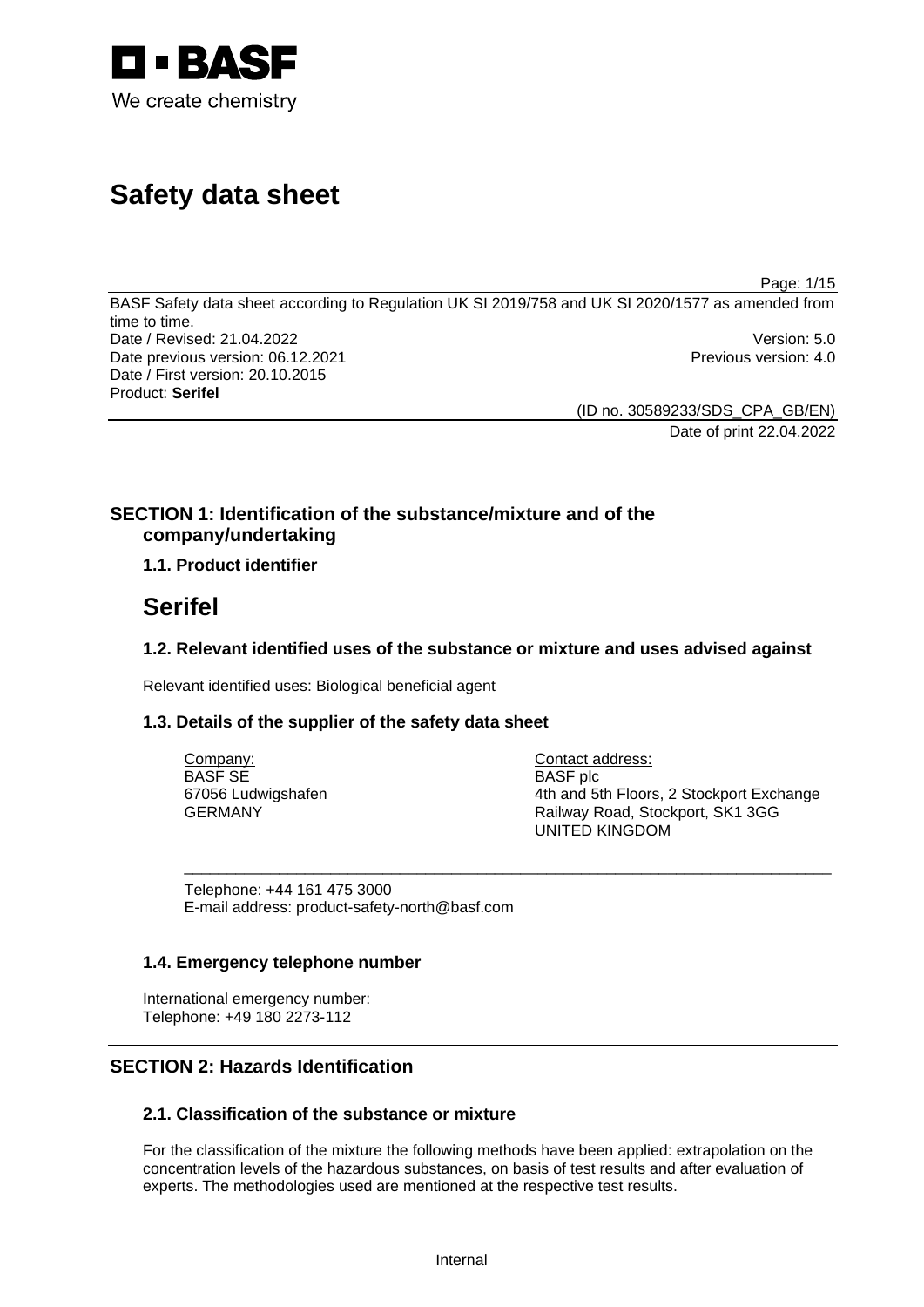# Safety data sheet

BASF Safety data sheet according to Regulation UK SI 2019/758 and UK SI 2020/1577 as amended from time to time.

Date / Revised: 21.04.2022 Version: 5.0

Date previous version: 06.12.2021 Previous version: 4.0

Date / First version: 20.10.2015

Product: **Serifel**

(ID no. 30589233/SDS_CPA_GB/EN)

Date of print 22.04.2022

## SECTION 1: Identification of the substance/mixture and of the company/undertaking

### 1.1. Product identifier

# Serifel

### 1.2. Relevant identified uses of the substance or mixture and uses advised against

Relevant identified uses: Biological beneficial agent

### 1.3. Details of the supplier of the safety data sheet

Company:
BASF SE
67056 Ludwigshafen
GERMANY

Contact address:
BASF plc
4th and 5th Floors, 2 Stockport Exchange
Railway Road, Stockport, SK1 3GG
UNITED KINGDOM

Telephone: +44 161 475 3000
E-mail address: product-safety-north@basf.com

### 1.4. Emergency telephone number

International emergency number:
Telephone: +49 180 2273-112

## SECTION 2: Hazards Identification

### 2.1. Classification of the substance or mixture

For the classification of the mixture the following methods have been applied: extrapolation on the concentration levels of the hazardous substances, on basis of test results and after evaluation of experts. The methodologies used are mentioned at the respective test results.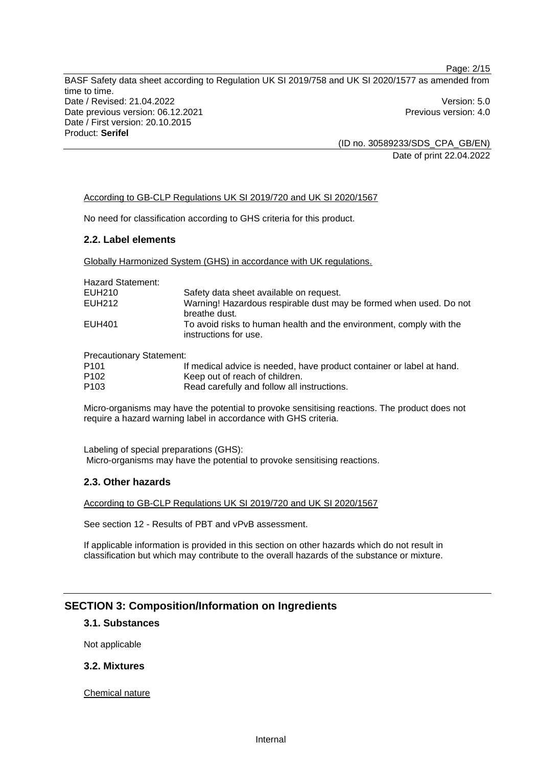According to GB-CLP Regulations UK SI 2019/720 and UK SI 2020/1567

No need for classification according to GHS criteria for this product.

### 2.2. Label elements

Globally Harmonized System (GHS) in accordance with UK regulations.

Hazard Statement:

| | |
|---|---|
| EUH210 | Safety data sheet available on request. |
| EUH212 | Warning! Hazardous respirable dust may be formed when used. Do not breathe dust. |
| EUH401 | To avoid risks to human health and the environment, comply with the instructions for use. |

Precautionary Statement:

| | |
|---|---|
| P101 | If medical advice is needed, have product container or label at hand. |
| P102 | Keep out of reach of children. |
| P103 | Read carefully and follow all instructions. |

Micro-organisms may have the potential to provoke sensitising reactions. The product does not require a hazard warning label in accordance with GHS criteria.

Labeling of special preparations (GHS):
Micro-organisms may have the potential to provoke sensitising reactions.

### 2.3. Other hazards

According to GB-CLP Regulations UK SI 2019/720 and UK SI 2020/1567

See section 12 - Results of PBT and vPvB assessment.

If applicable information is provided in this section on other hazards which do not result in classification but which may contribute to the overall hazards of the substance or mixture.

## SECTION 3: Composition/Information on Ingredients

### 3.1. Substances

Not applicable

### 3.2. Mixtures

Chemical nature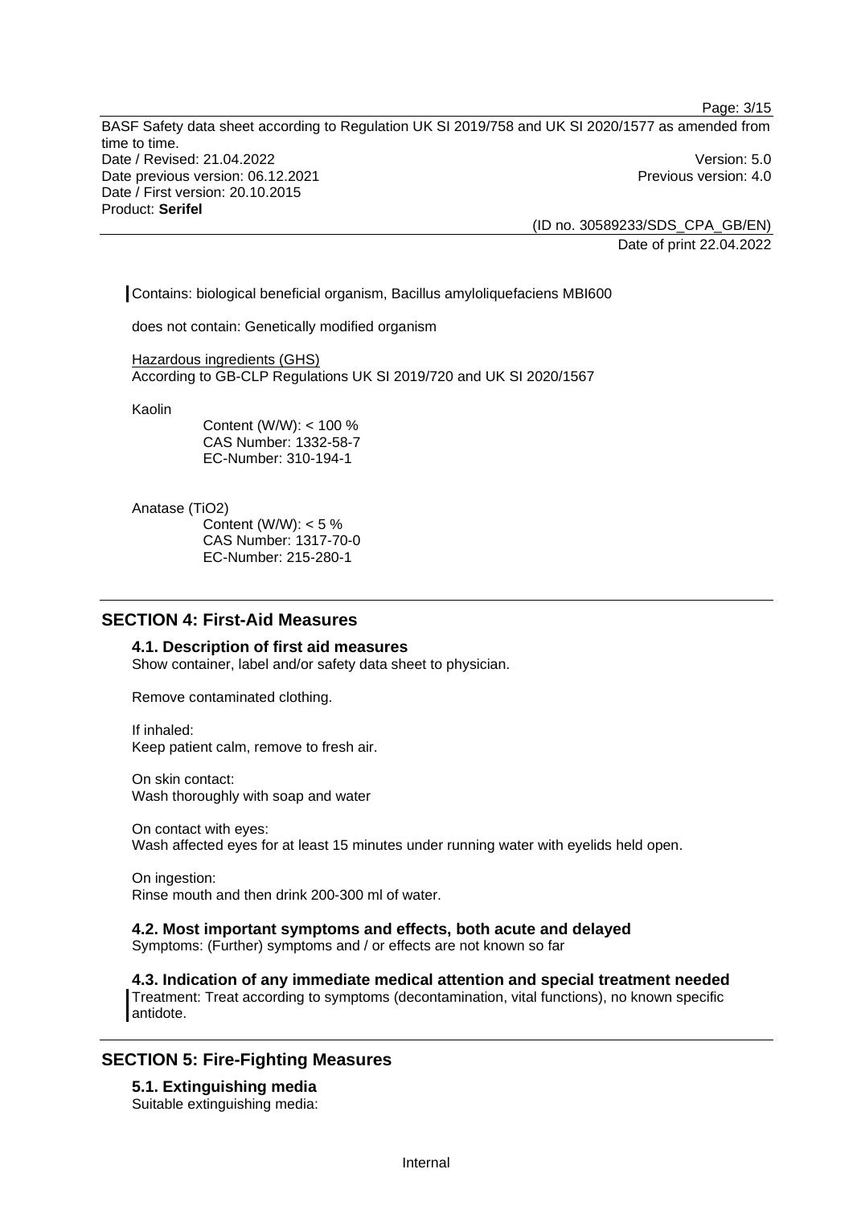Contains: biological beneficial organism, Bacillus amyloliquefaciens MBI600

does not contain: Genetically modified organism

Hazardous ingredients (GHS)
According to GB-CLP Regulations UK SI 2019/720 and UK SI 2020/1567

Kaolin

Content (W/W): < 100 %
CAS Number: 1332-58-7
EC-Number: 310-194-1

Anatase ($TiO_2$)

Content (W/W): < 5 %
CAS Number: 1317-70-0
EC-Number: 215-280-1

## SECTION 4: First-Aid Measures

### 4.1. Description of first aid measures

Show container, label and/or safety data sheet to physician.

Remove contaminated clothing.

If inhaled:
Keep patient calm, remove to fresh air.

On skin contact:
Wash thoroughly with soap and water

On contact with eyes:
Wash affected eyes for at least 15 minutes under running water with eyelids held open.

On ingestion:
Rinse mouth and then drink 200-300 ml of water.

### 4.2. Most important symptoms and effects, both acute and delayed

Symptoms: (Further) symptoms and / or effects are not known so far

### 4.3. Indication of any immediate medical attention and special treatment needed

Treatment: Treat according to symptoms (decontamination, vital functions), no known specific antidote.

## SECTION 5: Fire-Fighting Measures

### 5.1. Extinguishing media

Suitable extinguishing media: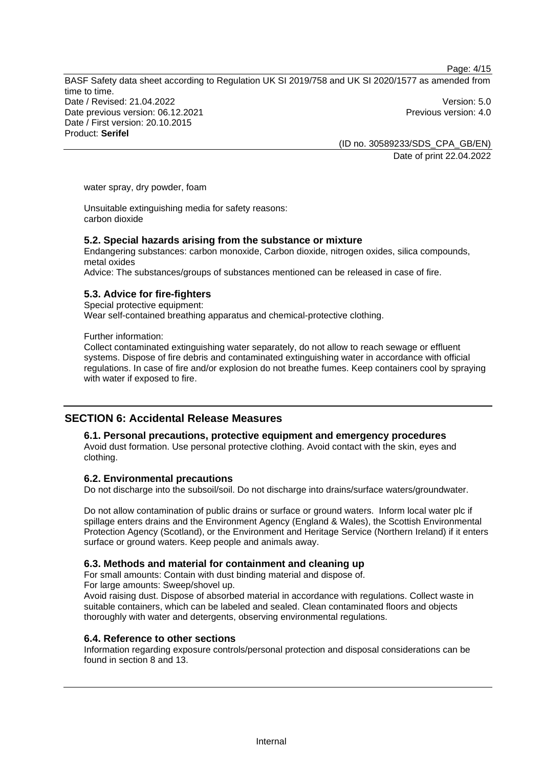water spray, dry powder, foam

Unsuitable extinguishing media for safety reasons:
carbon dioxide

### 5.2. Special hazards arising from the substance or mixture

Endangering substances: carbon monoxide, Carbon dioxide, nitrogen oxides, silica compounds, metal oxides
Advice: The substances/groups of substances mentioned can be released in case of fire.

### 5.3. Advice for fire-fighters

Special protective equipment:
Wear self-contained breathing apparatus and chemical-protective clothing.

Further information:
Collect contaminated extinguishing water separately, do not allow to reach sewage or effluent systems. Dispose of fire debris and contaminated extinguishing water in accordance with official regulations. In case of fire and/or explosion do not breathe fumes. Keep containers cool by spraying with water if exposed to fire.

## SECTION 6: Accidental Release Measures

### 6.1. Personal precautions, protective equipment and emergency procedures

Avoid dust formation. Use personal protective clothing. Avoid contact with the skin, eyes and clothing.

### 6.2. Environmental precautions

Do not discharge into the subsoil/soil. Do not discharge into drains/surface waters/groundwater.

Do not allow contamination of public drains or surface or ground waters. Inform local water plc if spillage enters drains and the Environment Agency (England & Wales), the Scottish Environmental Protection Agency (Scotland), or the Environment and Heritage Service (Northern Ireland) if it enters surface or ground waters. Keep people and animals away.

### 6.3. Methods and material for containment and cleaning up

For small amounts: Contain with dust binding material and dispose of.
For large amounts: Sweep/shovel up.
Avoid raising dust. Dispose of absorbed material in accordance with regulations. Collect waste in suitable containers, which can be labeled and sealed. Clean contaminated floors and objects thoroughly with water and detergents, observing environmental regulations.

### 6.4. Reference to other sections

Information regarding exposure controls/personal protection and disposal considerations can be found in section 8 and 13.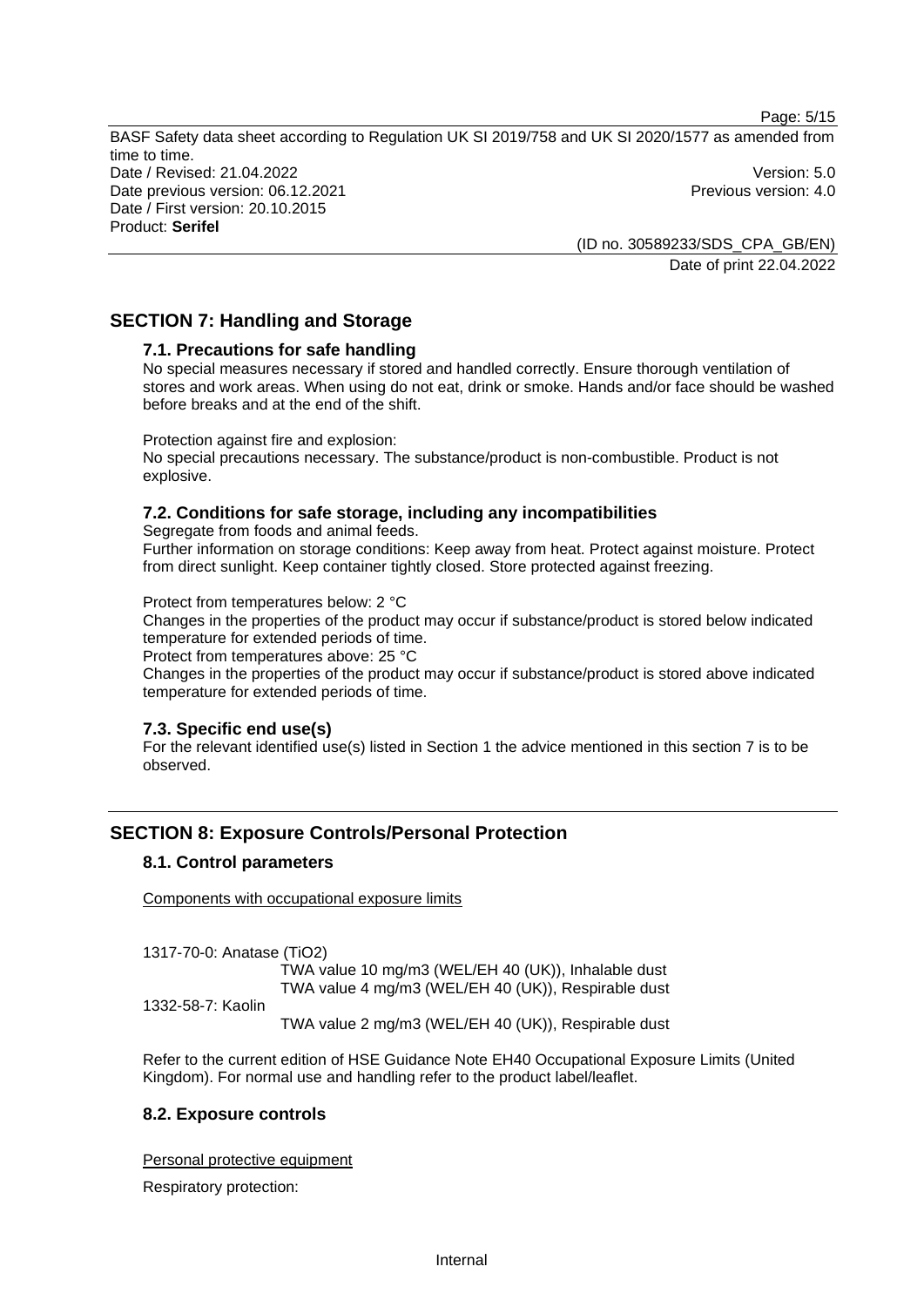## SECTION 7: Handling and Storage

### 7.1. Precautions for safe handling

No special measures necessary if stored and handled correctly. Ensure thorough ventilation of stores and work areas. When using do not eat, drink or smoke. Hands and/or face should be washed before breaks and at the end of the shift.

Protection against fire and explosion:
No special precautions necessary. The substance/product is non-combustible. Product is not explosive.

### 7.2. Conditions for safe storage, including any incompatibilities

Segregate from foods and animal feeds.
Further information on storage conditions: Keep away from heat. Protect against moisture. Protect from direct sunlight. Keep container tightly closed. Store protected against freezing.

Protect from temperatures below: 2 °C
Changes in the properties of the product may occur if substance/product is stored below indicated temperature for extended periods of time.
Protect from temperatures above: 25 °C
Changes in the properties of the product may occur if substance/product is stored above indicated temperature for extended periods of time.

### 7.3. Specific end use(s)

For the relevant identified use(s) listed in Section 1 the advice mentioned in this section 7 is to be observed.

## SECTION 8: Exposure Controls/Personal Protection

### 8.1. Control parameters

Components with occupational exposure limits

1317-70-0: Anatase ($TiO_2$)
TWA value 10 mg/m3 (WEL/EH 40 (UK)), Inhalable dust
TWA value 4 mg/m3 (WEL/EH 40 (UK)), Respirable dust

1332-58-7: Kaolin
TWA value 2 mg/m3 (WEL/EH 40 (UK)), Respirable dust

Refer to the current edition of HSE Guidance Note EH40 Occupational Exposure Limits (United Kingdom). For normal use and handling refer to the product label/leaflet.

### 8.2. Exposure controls

Personal protective equipment

Respiratory protection: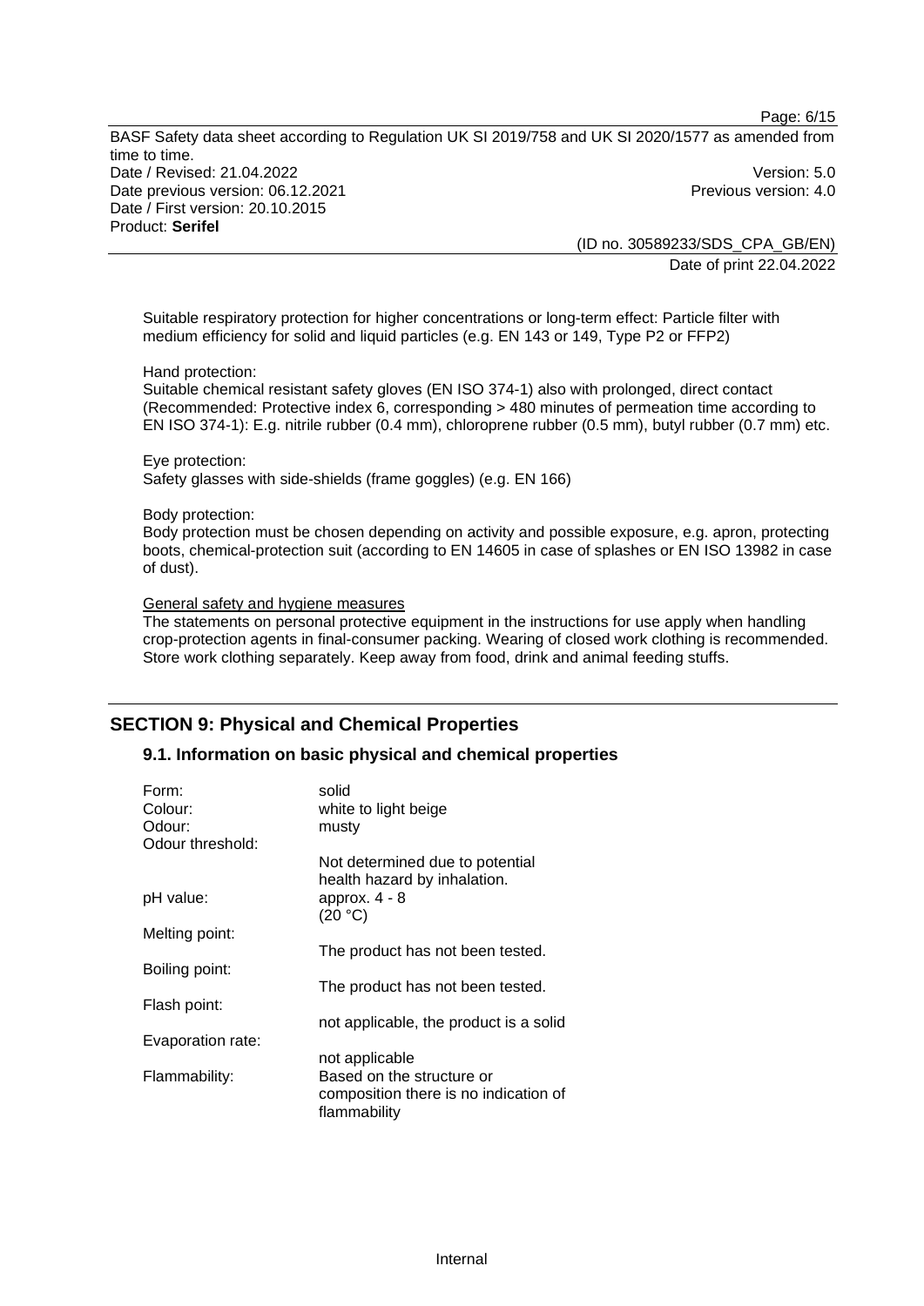Suitable respiratory protection for higher concentrations or long-term effect: Particle filter with medium efficiency for solid and liquid particles (e.g. EN 143 or 149, Type P2 or FFP2)

Hand protection:
Suitable chemical resistant safety gloves (EN ISO 374-1) also with prolonged, direct contact (Recommended: Protective index 6, corresponding > 480 minutes of permeation time according to EN ISO 374-1): E.g. nitrile rubber (0.4 mm), chloroprene rubber (0.5 mm), butyl rubber (0.7 mm) etc.

Eye protection:
Safety glasses with side-shields (frame goggles) (e.g. EN 166)

Body protection:
Body protection must be chosen depending on activity and possible exposure, e.g. apron, protecting boots, chemical-protection suit (according to EN 14605 in case of splashes or EN ISO 13982 in case of dust).

General safety and hygiene measures

The statements on personal protective equipment in the instructions for use apply when handling crop-protection agents in final-consumer packing. Wearing of closed work clothing is recommended. Store work clothing separately. Keep away from food, drink and animal feeding stuffs.

## SECTION 9: Physical and Chemical Properties

### 9.1. Information on basic physical and chemical properties

| | |
|---|---|
| Form: | solid |
| Colour: | white to light beige |
| Odour: | musty |
| Odour threshold: | Not determined due to potential health hazard by inhalation. |
| pH value: | approx. 4 - 8 (20 °C) |
| Melting point: | The product has not been tested. |
| Boiling point: | The product has not been tested. |
| Flash point: | not applicable, the product is a solid |
| Evaporation rate: | not applicable |
| Flammability: | Based on the structure or composition there is no indication of flammability |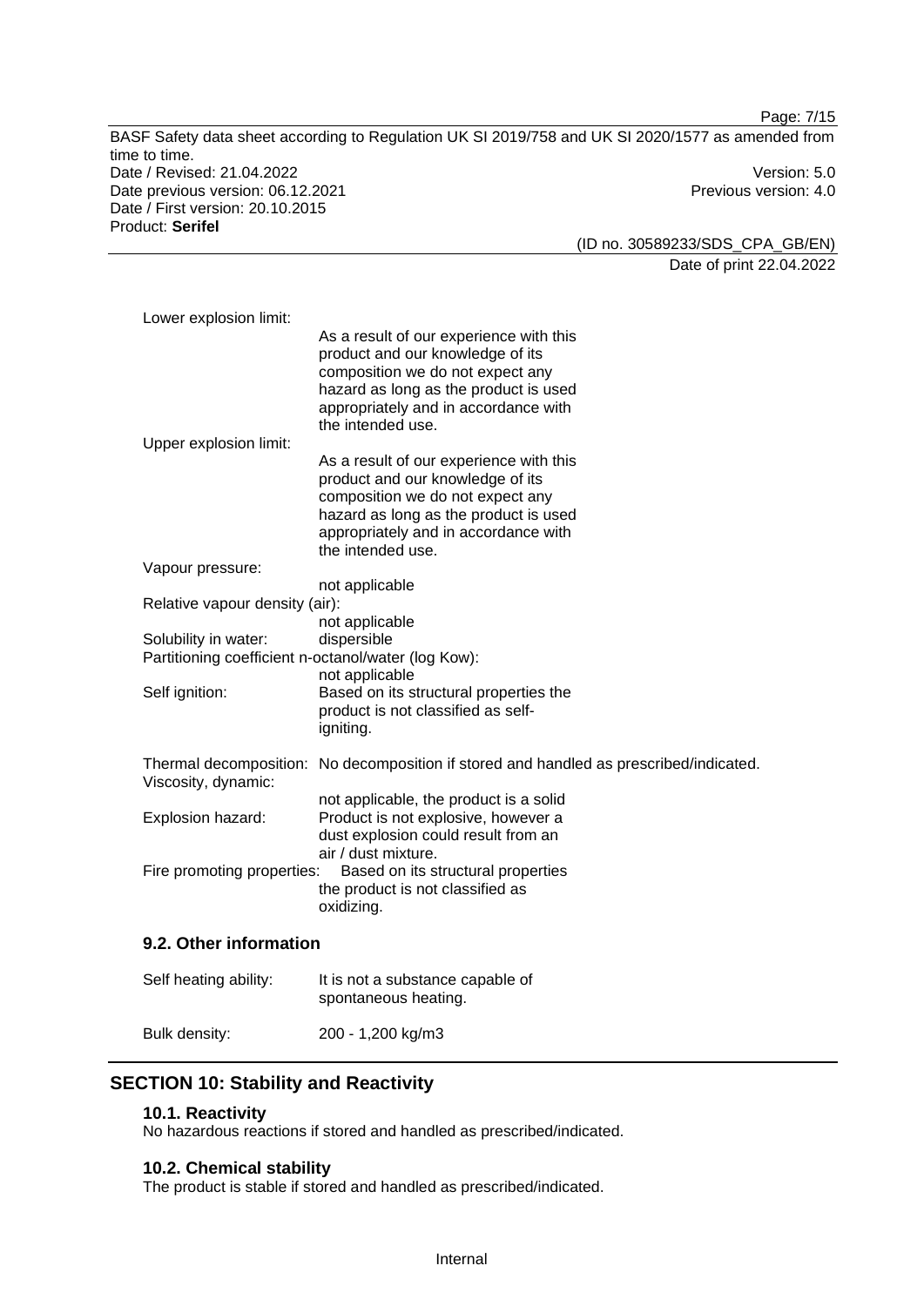Lower explosion limit:
As a result of our experience with this product and our knowledge of its composition we do not expect any hazard as long as the product is used appropriately and in accordance with the intended use.

Upper explosion limit:
As a result of our experience with this product and our knowledge of its composition we do not expect any hazard as long as the product is used appropriately and in accordance with the intended use.

Vapour pressure:
not applicable

Relative vapour density (air):
not applicable

Solubility in water: dispersible

Partitioning coefficient n-octanol/water (log Kow):
not applicable

Self ignition: Based on its structural properties the product is not classified as self-igniting.

Thermal decomposition: No decomposition if stored and handled as prescribed/indicated.

Viscosity, dynamic:
not applicable, the product is a solid

Explosion hazard: Product is not explosive, however a dust explosion could result from an air / dust mixture.

Fire promoting properties: Based on its structural properties the product is not classified as oxidizing.

### 9.2. Other information

Self heating ability: It is not a substance capable of spontaneous heating.

Bulk density: 200 - 1,200 kg/m3

## SECTION 10: Stability and Reactivity

### 10.1. Reactivity

No hazardous reactions if stored and handled as prescribed/indicated.

### 10.2. Chemical stability

The product is stable if stored and handled as prescribed/indicated.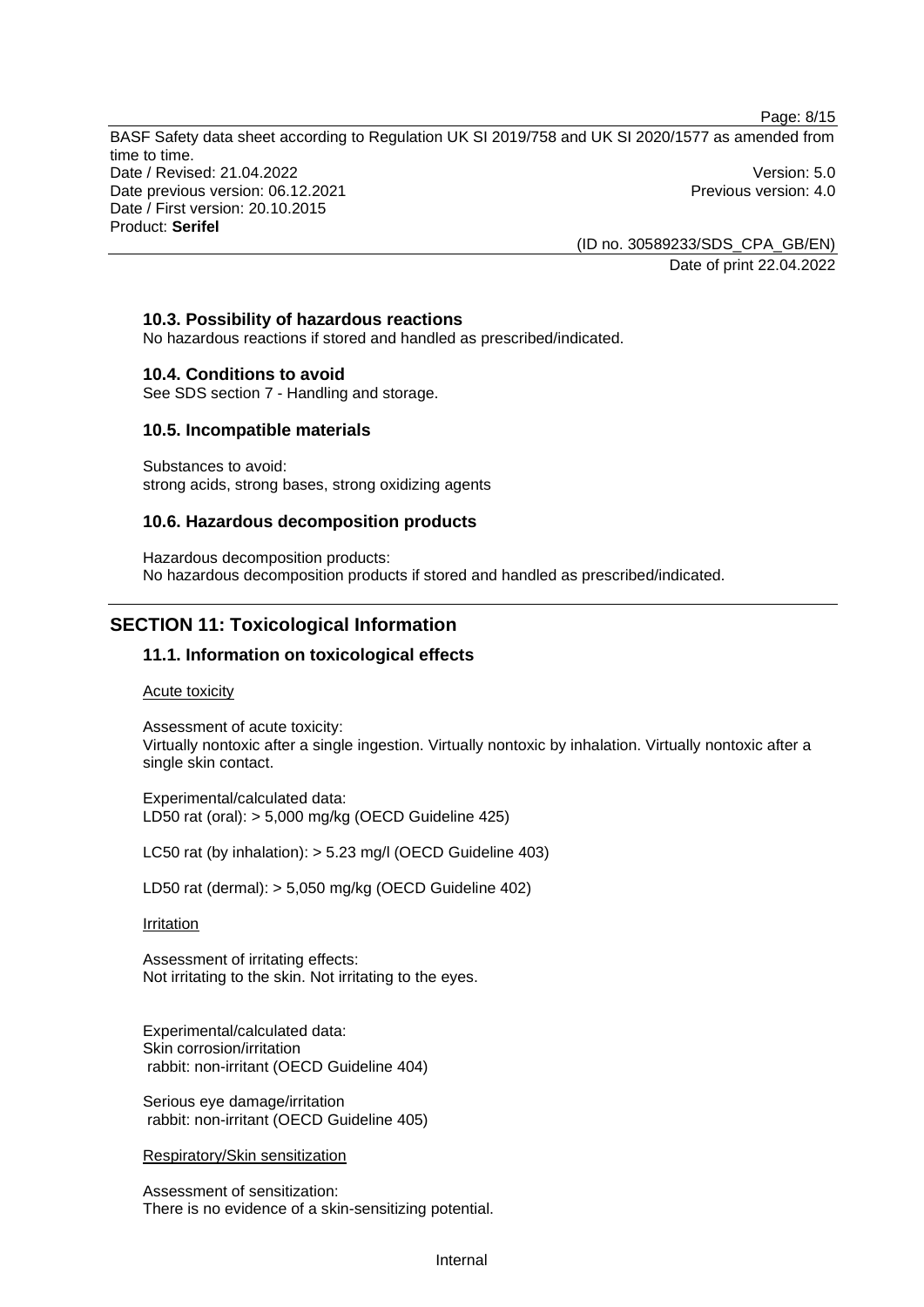### 10.3. Possibility of hazardous reactions

No hazardous reactions if stored and handled as prescribed/indicated.

### 10.4. Conditions to avoid

See SDS section 7 - Handling and storage.

### 10.5. Incompatible materials

Substances to avoid:
strong acids, strong bases, strong oxidizing agents

### 10.6. Hazardous decomposition products

Hazardous decomposition products:
No hazardous decomposition products if stored and handled as prescribed/indicated.

## SECTION 11: Toxicological Information

### 11.1. Information on toxicological effects

Acute toxicity

Assessment of acute toxicity:
Virtually nontoxic after a single ingestion. Virtually nontoxic by inhalation. Virtually nontoxic after a single skin contact.

Experimental/calculated data:
LD50 rat (oral): > 5,000 mg/kg (OECD Guideline 425)

LC50 rat (by inhalation): > 5.23 mg/l (OECD Guideline 403)

LD50 rat (dermal): > 5,050 mg/kg (OECD Guideline 402)

Irritation

Assessment of irritating effects:
Not irritating to the skin. Not irritating to the eyes.

Experimental/calculated data:
Skin corrosion/irritation
rabbit: non-irritant (OECD Guideline 404)

Serious eye damage/irritation
rabbit: non-irritant (OECD Guideline 405)

Respiratory/Skin sensitization

Assessment of sensitization:
There is no evidence of a skin-sensitizing potential.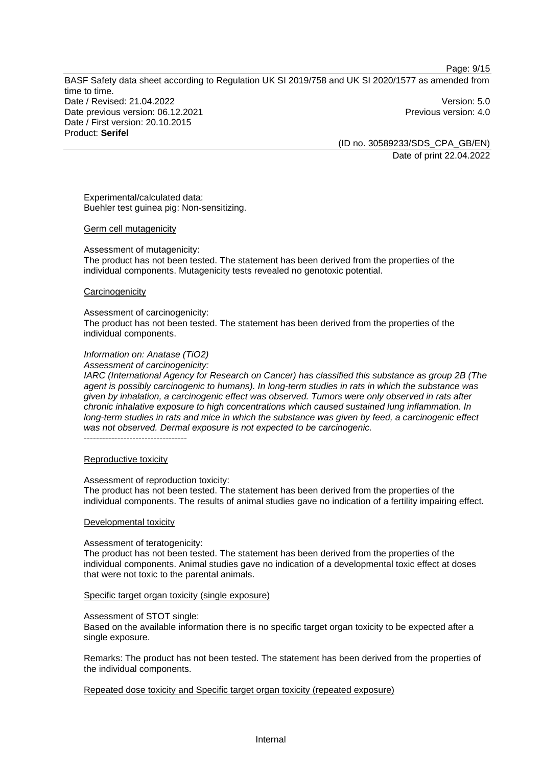Experimental/calculated data:
Buehler test guinea pig: Non-sensitizing.

Germ cell mutagenicity

Assessment of mutagenicity:
The product has not been tested. The statement has been derived from the properties of the individual components. Mutagenicity tests revealed no genotoxic potential.

Carcinogenicity

Assessment of carcinogenicity:
The product has not been tested. The statement has been derived from the properties of the individual components.

*Information on: Anatase (TiO2)*
*Assessment of carcinogenicity:*
*IARC (International Agency for Research on Cancer) has classified this substance as group 2B (The agent is possibly carcinogenic to humans). In long-term studies in rats in which the substance was given by inhalation, a carcinogenic effect was observed. Tumors were only observed in rats after chronic inhalative exposure to high concentrations which caused sustained lung inflammation. In long-term studies in rats and mice in which the substance was given by feed, a carcinogenic effect was not observed. Dermal exposure is not expected to be carcinogenic.*
----------------------------------

Reproductive toxicity

Assessment of reproduction toxicity:
The product has not been tested. The statement has been derived from the properties of the individual components. The results of animal studies gave no indication of a fertility impairing effect.

Developmental toxicity

Assessment of teratogenicity:
The product has not been tested. The statement has been derived from the properties of the individual components. Animal studies gave no indication of a developmental toxic effect at doses that were not toxic to the parental animals.

Specific target organ toxicity (single exposure)

Assessment of STOT single:
Based on the available information there is no specific target organ toxicity to be expected after a single exposure.

Remarks: The product has not been tested. The statement has been derived from the properties of the individual components.

Repeated dose toxicity and Specific target organ toxicity (repeated exposure)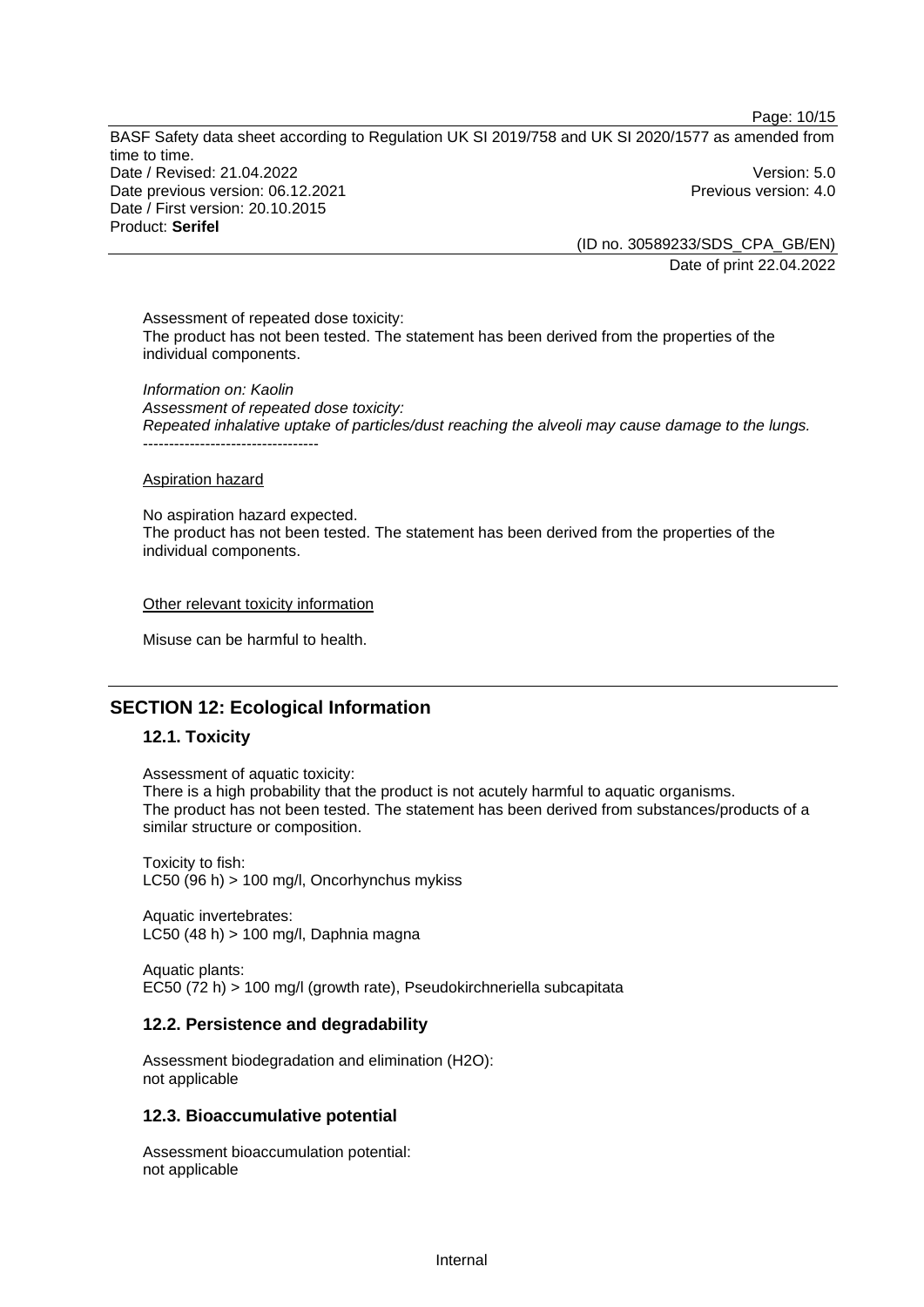Assessment of repeated dose toxicity:
The product has not been tested. The statement has been derived from the properties of the individual components.

*Information on: Kaolin*
*Assessment of repeated dose toxicity:*
*Repeated inhalative uptake of particles/dust reaching the alveoli may cause damage to the lungs.*
----------------------------------

Aspiration hazard

No aspiration hazard expected.
The product has not been tested. The statement has been derived from the properties of the individual components.

Other relevant toxicity information

Misuse can be harmful to health.

## SECTION 12: Ecological Information

### 12.1. Toxicity

Assessment of aquatic toxicity:
There is a high probability that the product is not acutely harmful to aquatic organisms.
The product has not been tested. The statement has been derived from substances/products of a similar structure or composition.

Toxicity to fish:
LC50 (96 h) > 100 mg/l, Oncorhynchus mykiss

Aquatic invertebrates:
LC50 (48 h) > 100 mg/l, Daphnia magna

Aquatic plants:
EC50 (72 h) > 100 mg/l (growth rate), Pseudokirchneriella subcapitata

### 12.2. Persistence and degradability

Assessment biodegradation and elimination ($H_2O$):
not applicable

### 12.3. Bioaccumulative potential

Assessment bioaccumulation potential:
not applicable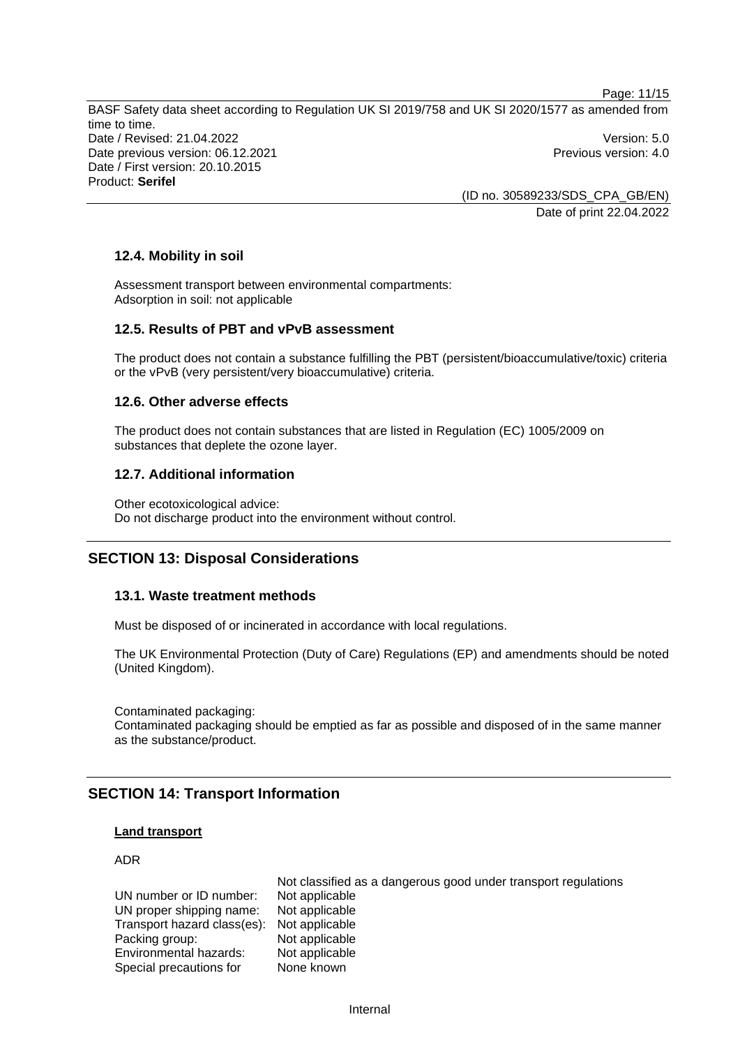### 12.4. Mobility in soil

Assessment transport between environmental compartments:
Adsorption in soil: not applicable

### 12.5. Results of PBT and vPvB assessment

The product does not contain a substance fulfilling the PBT (persistent/bioaccumulative/toxic) criteria or the vPvB (very persistent/very bioaccumulative) criteria.

### 12.6. Other adverse effects

The product does not contain substances that are listed in Regulation (EC) 1005/2009 on substances that deplete the ozone layer.

### 12.7. Additional information

Other ecotoxicological advice:
Do not discharge product into the environment without control.

## SECTION 13: Disposal Considerations

### 13.1. Waste treatment methods

Must be disposed of or incinerated in accordance with local regulations.

The UK Environmental Protection (Duty of Care) Regulations (EP) and amendments should be noted (United Kingdom).

Contaminated packaging:
Contaminated packaging should be emptied as far as possible and disposed of in the same manner as the substance/product.

## SECTION 14: Transport Information

**Land transport**

ADR

| | Not classified as a dangerous good under transport regulations |
|---|---|
| UN number or ID number: | Not applicable |
| UN proper shipping name: | Not applicable |
| Transport hazard class(es): | Not applicable |
| Packing group: | Not applicable |
| Environmental hazards: | Not applicable |
| Special precautions for | None known |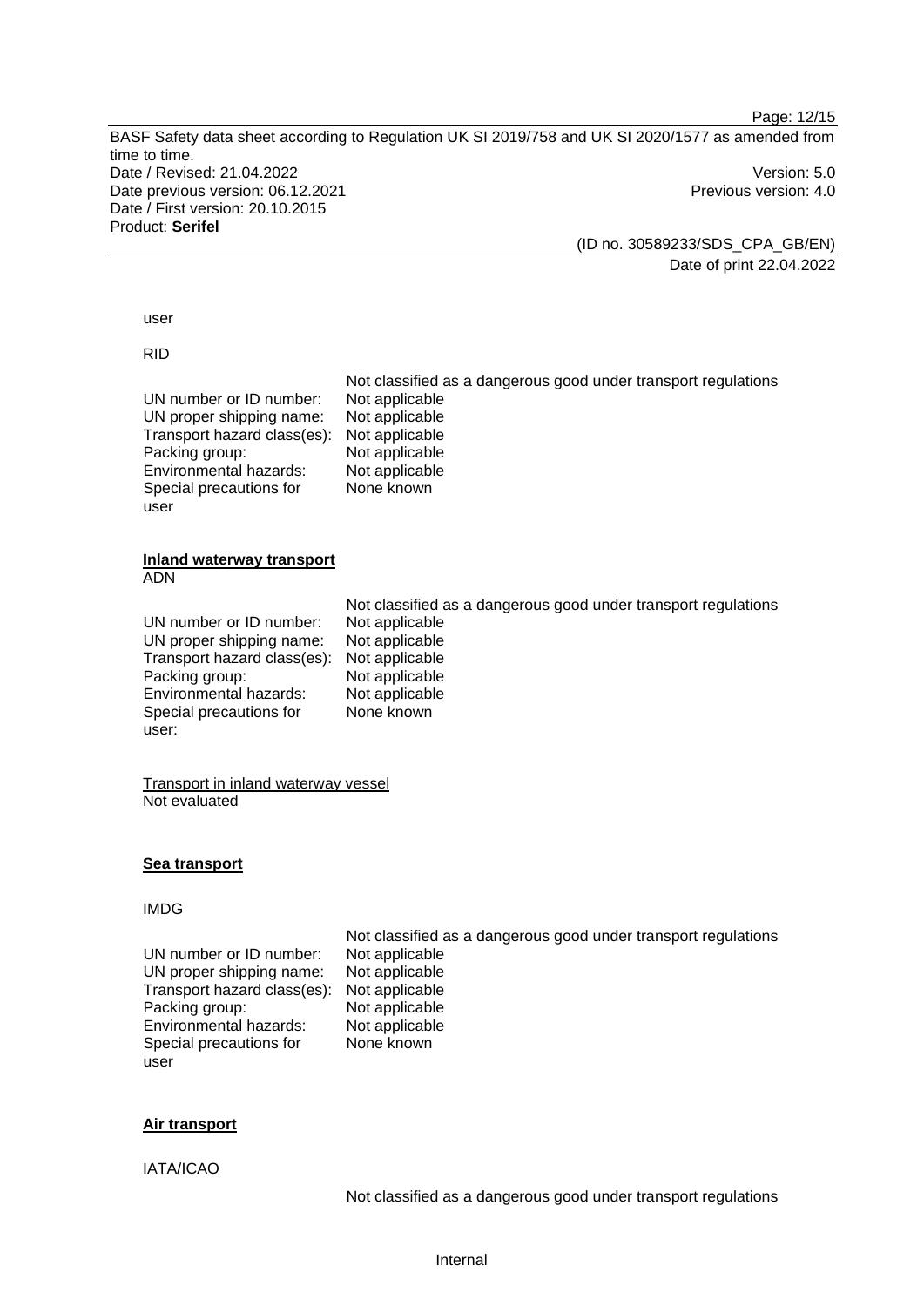user

RID

Not classified as a dangerous good under transport regulations

| | |
|---|---|
| UN number or ID number: | Not applicable |
| UN proper shipping name: | Not applicable |
| Transport hazard class(es): | Not applicable |
| Packing group: | Not applicable |
| Environmental hazards: | Not applicable |
| Special precautions for user | None known |

**Inland waterway transport**

ADN

Not classified as a dangerous good under transport regulations

| | |
|---|---|
| UN number or ID number: | Not applicable |
| UN proper shipping name: | Not applicable |
| Transport hazard class(es): | Not applicable |
| Packing group: | Not applicable |
| Environmental hazards: | Not applicable |
| Special precautions for user: | None known |

Transport in inland waterway vessel

Not evaluated

**Sea transport**

IMDG

Not classified as a dangerous good under transport regulations

| | |
|---|---|
| UN number or ID number: | Not applicable |
| UN proper shipping name: | Not applicable |
| Transport hazard class(es): | Not applicable |
| Packing group: | Not applicable |
| Environmental hazards: | Not applicable |
| Special precautions for user | None known |

**Air transport**

IATA/ICAO

Not classified as a dangerous good under transport regulations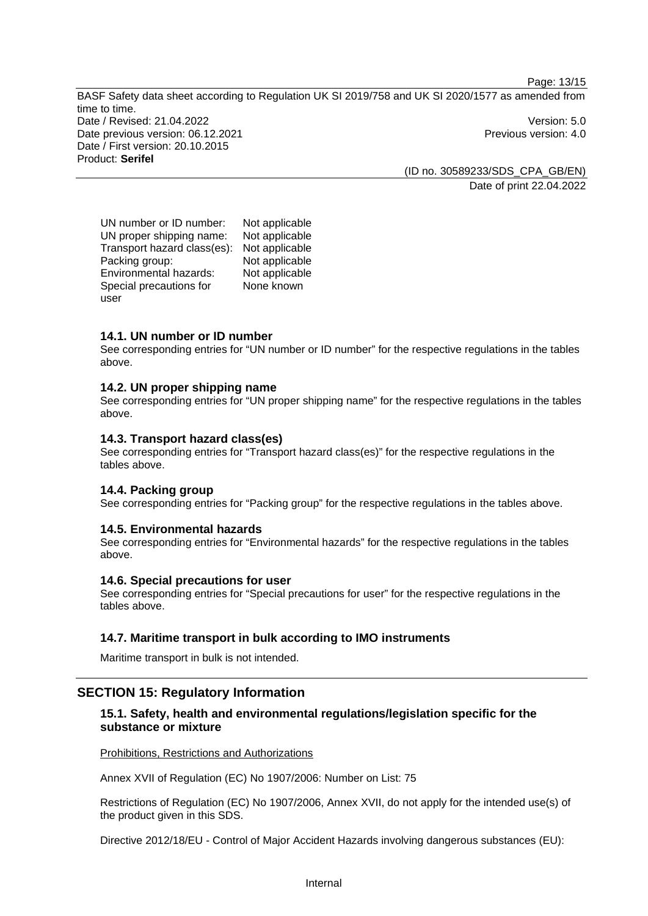| | |
|---|---|
| UN number or ID number: | Not applicable |
| UN proper shipping name: | Not applicable |
| Transport hazard class(es): | Not applicable |
| Packing group: | Not applicable |
| Environmental hazards: | Not applicable |
| Special precautions for user | None known |

### 14.1. UN number or ID number

See corresponding entries for “UN number or ID number” for the respective regulations in the tables above.

### 14.2. UN proper shipping name

See corresponding entries for “UN proper shipping name” for the respective regulations in the tables above.

### 14.3. Transport hazard class(es)

See corresponding entries for “Transport hazard class(es)” for the respective regulations in the tables above.

### 14.4. Packing group

See corresponding entries for “Packing group” for the respective regulations in the tables above.

### 14.5. Environmental hazards

See corresponding entries for “Environmental hazards” for the respective regulations in the tables above.

### 14.6. Special precautions for user

See corresponding entries for “Special precautions for user” for the respective regulations in the tables above.

### 14.7. Maritime transport in bulk according to IMO instruments

Maritime transport in bulk is not intended.

## SECTION 15: Regulatory Information

### 15.1. Safety, health and environmental regulations/legislation specific for the substance or mixture

Prohibitions, Restrictions and Authorizations

Annex XVII of Regulation (EC) No 1907/2006: Number on List: 75

Restrictions of Regulation (EC) No 1907/2006, Annex XVII, do not apply for the intended use(s) of the product given in this SDS.

Directive 2012/18/EU - Control of Major Accident Hazards involving dangerous substances (EU):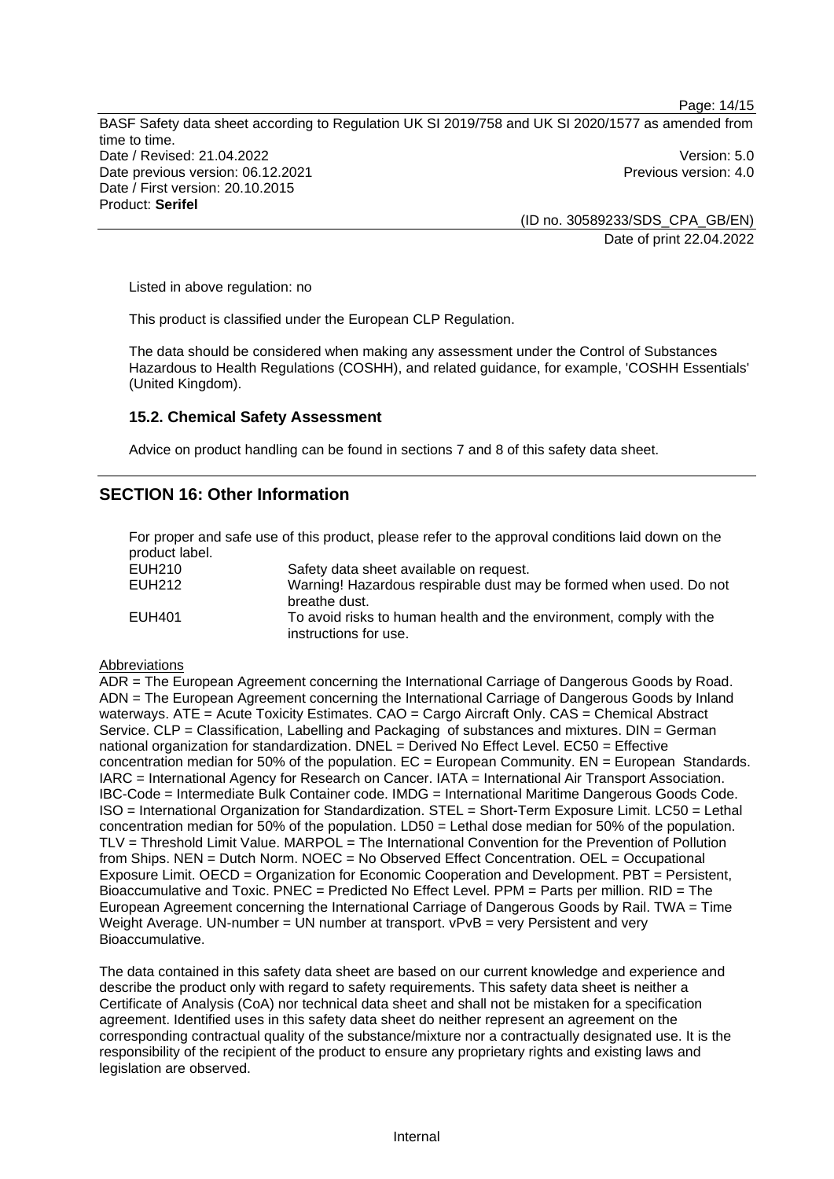Listed in above regulation: no

This product is classified under the European CLP Regulation.

The data should be considered when making any assessment under the Control of Substances Hazardous to Health Regulations (COSHH), and related guidance, for example, 'COSHH Essentials' (United Kingdom).

### 15.2. Chemical Safety Assessment

Advice on product handling can be found in sections 7 and 8 of this safety data sheet.

## SECTION 16: Other Information

For proper and safe use of this product, please refer to the approval conditions laid down on the product label.

| | |
|---|---|
| EUH210 | Safety data sheet available on request. |
| EUH212 | Warning! Hazardous respirable dust may be formed when used. Do not breathe dust. |
| EUH401 | To avoid risks to human health and the environment, comply with the instructions for use. |

Abbreviations

ADR = The European Agreement concerning the International Carriage of Dangerous Goods by Road. ADN = The European Agreement concerning the International Carriage of Dangerous Goods by Inland waterways. ATE = Acute Toxicity Estimates. CAO = Cargo Aircraft Only. CAS = Chemical Abstract Service. CLP = Classification, Labelling and Packaging of substances and mixtures. DIN = German national organization for standardization. DNEL = Derived No Effect Level. EC50 = Effective concentration median for 50% of the population. EC = European Community. EN = European Standards. IARC = International Agency for Research on Cancer. IATA = International Air Transport Association. IBC-Code = Intermediate Bulk Container code. IMDG = International Maritime Dangerous Goods Code. ISO = International Organization for Standardization. STEL = Short-Term Exposure Limit. LC50 = Lethal concentration median for 50% of the population. LD50 = Lethal dose median for 50% of the population. TLV = Threshold Limit Value. MARPOL = The International Convention for the Prevention of Pollution from Ships. NEN = Dutch Norm. NOEC = No Observed Effect Concentration. OEL = Occupational Exposure Limit. OECD = Organization for Economic Cooperation and Development. PBT = Persistent, Bioaccumulative and Toxic. PNEC = Predicted No Effect Level. PPM = Parts per million. RID = The European Agreement concerning the International Carriage of Dangerous Goods by Rail. TWA = Time Weight Average. UN-number = UN number at transport. vPvB = very Persistent and very Bioaccumulative.

The data contained in this safety data sheet are based on our current knowledge and experience and describe the product only with regard to safety requirements. This safety data sheet is neither a Certificate of Analysis (CoA) nor technical data sheet and shall not be mistaken for a specification agreement. Identified uses in this safety data sheet do neither represent an agreement on the corresponding contractual quality of the substance/mixture nor a contractually designated use. It is the responsibility of the recipient of the product to ensure any proprietary rights and existing laws and legislation are observed.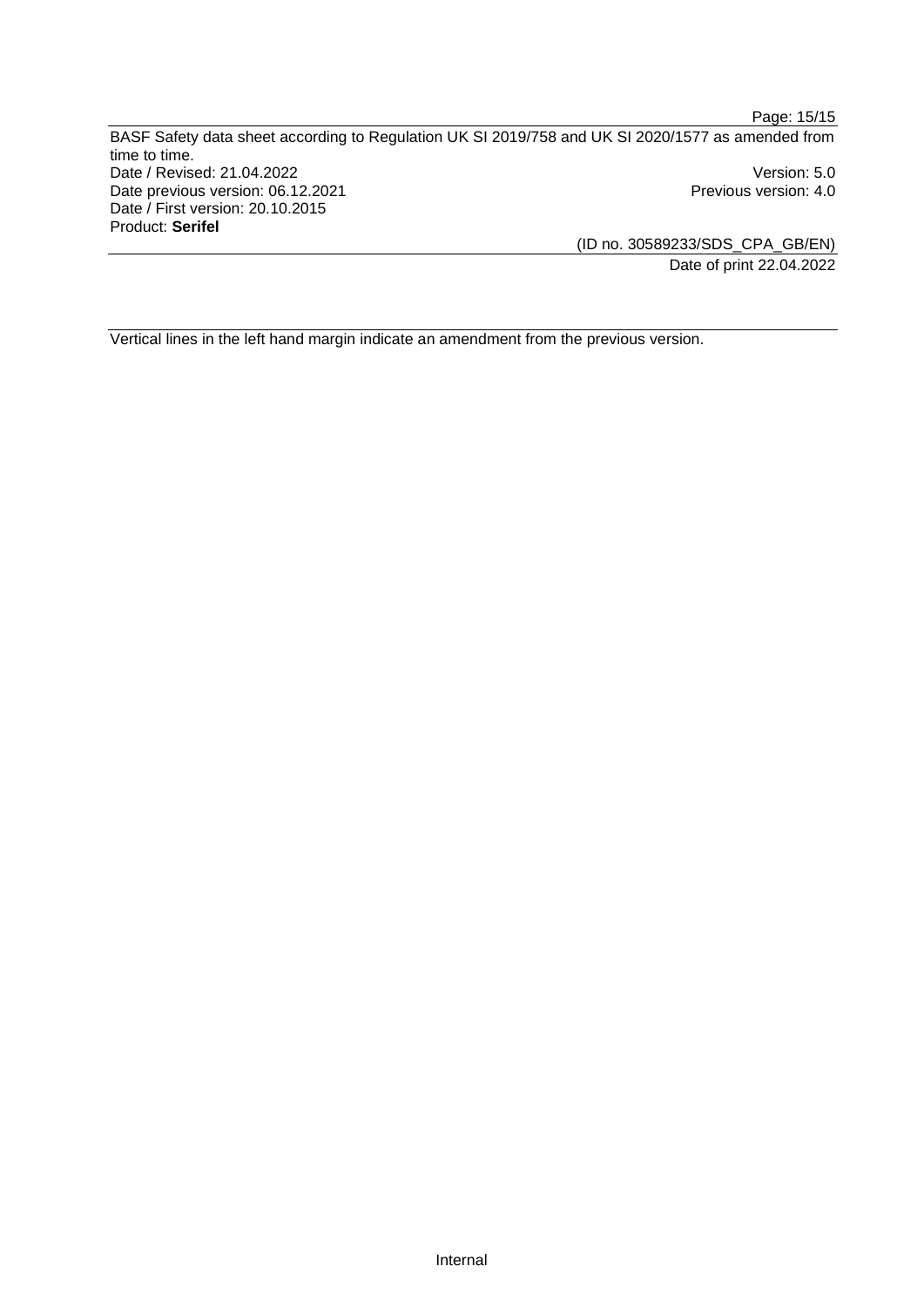Vertical lines in the left hand margin indicate an amendment from the previous version.